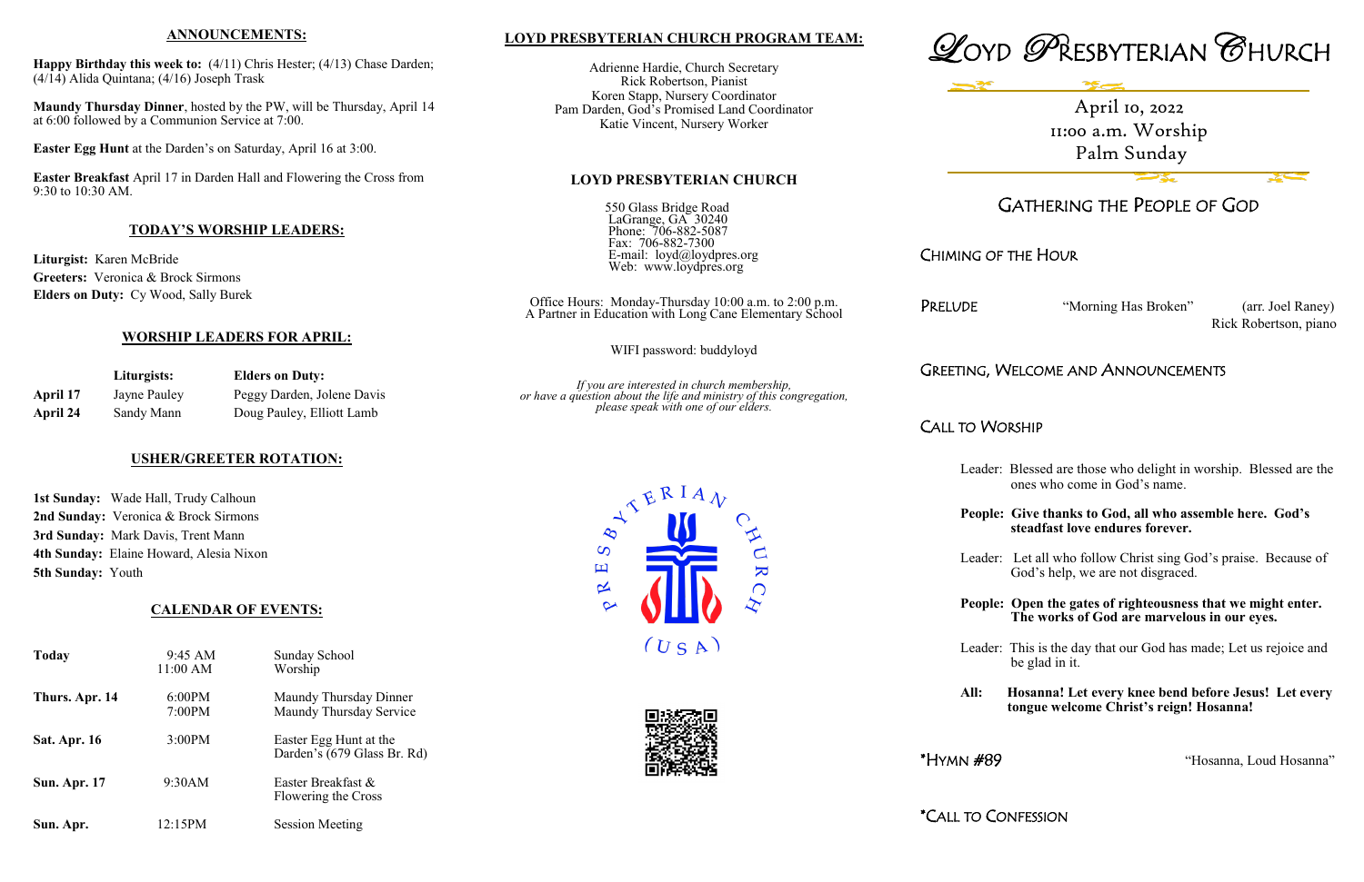## ANNOUNCEMENTS:

**Happy Birthday this week to:** (4/11) Chris Hester; (4/13) Chase Darden; (4/14) Alida Quintana; (4/16) Joseph Trask

**Maundy Thursday Dinner**, hosted by the PW, will be Thursday, April 14 at 6:00 followed by a Communion Service at 7:00.

**Easter Egg Hunt** at the Darden's on Saturday, April 16 at 3:00.

**Easter Breakfast** April 17 in Darden Hall and Flowering the Cross from 9:30 to 10:30 AM.

## TODAY'S WORSHIP LEADERS:

**Liturgist:** Karen McBride
**Greeters:** Veronica & Brock Sirmons
**Elders on Duty:** Cy Wood, Sally Burek

## WORSHIP LEADERS FOR APRIL:

| | Liturgists: | Elders on Duty: |
|---|---|---|
| **April 17** | Jayne Pauley | Peggy Darden, Jolene Davis |
| **April 24** | Sandy Mann | Doug Pauley, Elliott Lamb |

## USHER/GREETER ROTATION:

**1st Sunday:** Wade Hall, Trudy Calhoun
**2nd Sunday:** Veronica & Brock Sirmons
**3rd Sunday:** Mark Davis, Trent Mann
**4th Sunday:** Elaine Howard, Alesia Nixon
**5th Sunday:** Youth

## CALENDAR OF EVENTS:

| | | |
|---|---|---|
| **Today** | 9:45 AM<br>11:00 AM | Sunday School<br>Worship |
| **Thurs. Apr. 14** | 6:00PM<br>7:00PM | Maundy Thursday Dinner<br>Maundy Thursday Service |
| **Sat. Apr. 16** | 3:00PM | Easter Egg Hunt at the Darden's (679 Glass Br. Rd) |
| **Sun. Apr. 17** | 9:30AM | Easter Breakfast & Flowering the Cross |
| **Sun. Apr.** | 12:15PM | Session Meeting |

## LOYD PRESBYTERIAN CHURCH PROGRAM TEAM:

Adrienne Hardie, Church Secretary
Rick Robertson, Pianist
Koren Stapp, Nursery Coordinator
Pam Darden, God's Promised Land Coordinator
Katie Vincent, Nursery Worker

## LOYD PRESBYTERIAN CHURCH

550 Glass Bridge Road
LaGrange, GA 30240
Phone: 706-882-5087
Fax: 706-882-7300
E-mail: loyd@loydpres.org
Web: www.loydpres.org

Office Hours: Monday-Thursday 10:00 a.m. to 2:00 p.m.
A Partner in Education with Long Cane Elementary School

WIFI password: buddyloyd

*If you are interested in church membership, or have a question about the life and ministry of this congregation, please speak with one of our elders.*

PRESBYTERIAN CHURCH (USA)

# LOYD PRESBYTERIAN CHURCH

April 10, 2022
11:00 a.m. Worship
Palm Sunday

## GATHERING THE PEOPLE OF GOD

CHIMING OF THE HOUR

PRELUDE — "Morning Has Broken" (arr. Joel Raney)
Rick Robertson, piano

GREETING, WELCOME AND ANNOUNCEMENTS

CALL TO WORSHIP

Leader: Blessed are those who delight in worship. Blessed are the ones who come in God's name.

**People: Give thanks to God, all who assemble here. God's steadfast love endures forever.**

Leader: Let all who follow Christ sing God's praise. Because of God's help, we are not disgraced.

**People: Open the gates of righteousness that we might enter. The works of God are marvelous in our eyes.**

Leader: This is the day that our God has made; Let us rejoice and be glad in it.

**All: Hosanna! Let every knee bend before Jesus! Let every tongue welcome Christ's reign! Hosanna!**

\*HYMN #89 — "Hosanna, Loud Hosanna"

\*CALL TO CONFESSION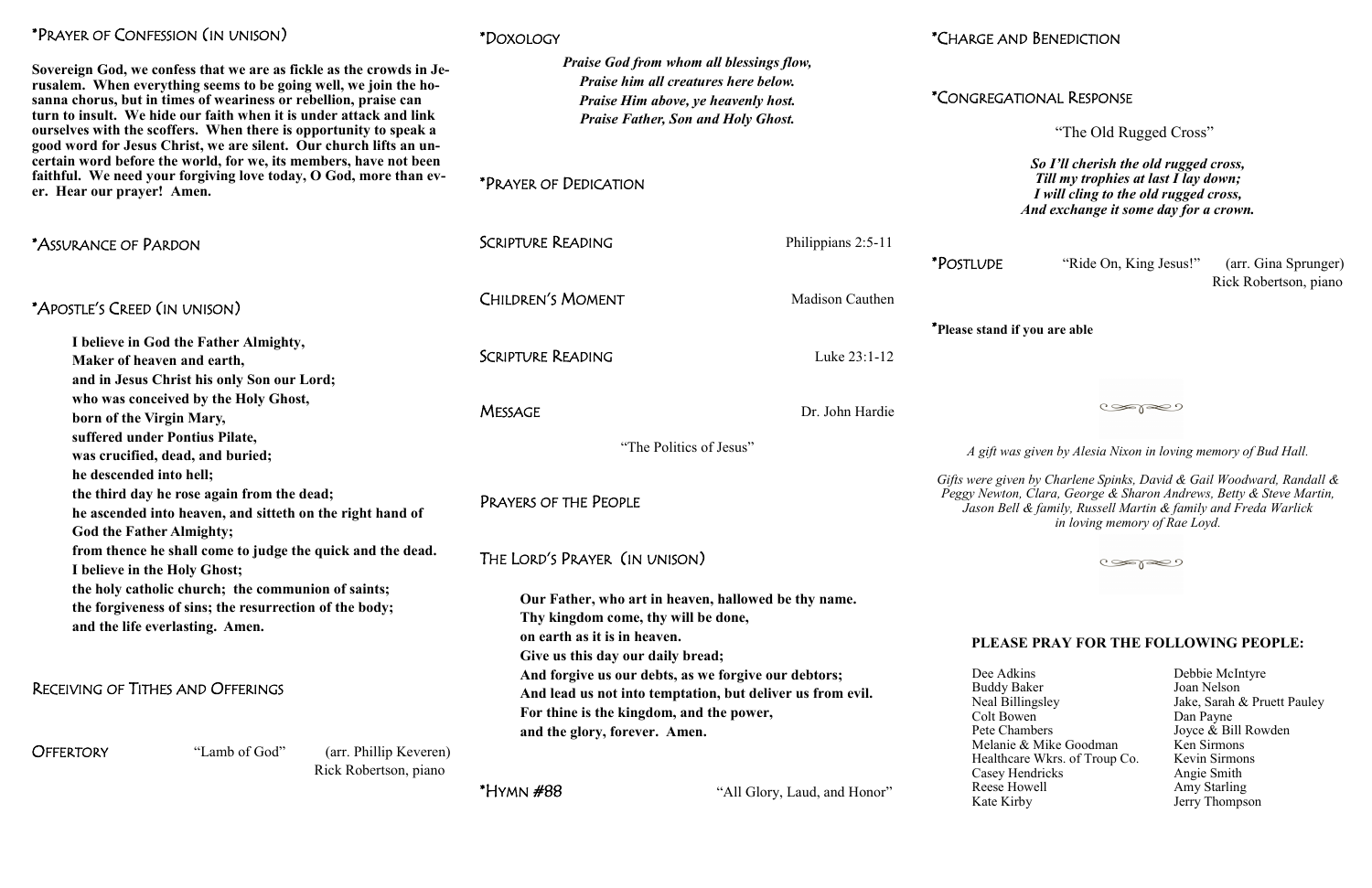## *Prayer of Confession (in unison)

**Sovereign God, we confess that we are as fickle as the crowds in Jerusalem. When everything seems to be going well, we join the hosanna chorus, but in times of weariness or rebellion, praise can turn to insult. We hide our faith when it is under attack and link ourselves with the scoffers. When there is opportunity to speak a good word for Jesus Christ, we are silent. Our church lifts an uncertain word before the world, for we, its members, have not been faithful. We need your forgiving love today, O God, more than ever. Hear our prayer! Amen.**

## *Assurance of Pardon

## *Apostle's Creed (in unison)

**I believe in God the Father Almighty,**
**Maker of heaven and earth,**
**and in Jesus Christ his only Son our Lord;**
**who was conceived by the Holy Ghost,**
**born of the Virgin Mary,**
**suffered under Pontius Pilate,**
**was crucified, dead, and buried;**
**he descended into hell;**
**the third day he rose again from the dead;**
**he ascended into heaven, and sitteth on the right hand of God the Father Almighty;**
**from thence he shall come to judge the quick and the dead.**
**I believe in the Holy Ghost;**
**the holy catholic church; the communion of saints;**
**the forgiveness of sins; the resurrection of the body;**
**and the life everlasting. Amen.**

## Receiving of Tithes and Offerings

**Offertory** "Lamb of God" (arr. Phillip Keveren)
Rick Robertson, piano

## *Doxology

***Praise God from whom all blessings flow,***
***Praise him all creatures here below.***
***Praise Him above, ye heavenly host.***
***Praise Father, Son and Holy Ghost.***

## *Prayer of Dedication

**Scripture Reading** Philippians 2:5-11

**Children's Moment** Madison Cauthen

**Scripture Reading** Luke 23:1-12

**Message** Dr. John Hardie

"The Politics of Jesus"

## Prayers of the People

## The Lord's Prayer (in unison)

**Our Father, who art in heaven, hallowed be thy name.**
**Thy kingdom come, thy will be done,**
**on earth as it is in heaven.**
**Give us this day our daily bread;**
**And forgive us our debts, as we forgive our debtors;**
**And lead us not into temptation, but deliver us from evil.**
**For thine is the kingdom, and the power,**
**and the glory, forever. Amen.**

**\*Hymn #88** "All Glory, Laud, and Honor"

## *Charge and Benediction

## *Congregational Response

"The Old Rugged Cross"

***So I'll cherish the old rugged cross,***
***Till my trophies at last I lay down;***
***I will cling to the old rugged cross,***
***And exchange it some day for a crown.***

**\*Postlude** "Ride On, King Jesus!" (arr. Gina Sprunger)
Rick Robertson, piano

**\*Please stand if you are able**

*A gift was given by Alesia Nixon in loving memory of Bud Hall.*

*Gifts were given by Charlene Spinks, David & Gail Woodward, Randall & Peggy Newton, Clara, George & Sharon Andrews, Betty & Steve Martin, Jason Bell & family, Russell Martin & family and Freda Warlick in loving memory of Rae Loyd.*

### PLEASE PRAY FOR THE FOLLOWING PEOPLE:

Dee Adkins
Buddy Baker
Neal Billingsley
Colt Bowen
Pete Chambers
Melanie & Mike Goodman
Healthcare Wkrs. of Troup Co.
Casey Hendricks
Reese Howell
Kate Kirby
Debbie McIntyre
Joan Nelson
Jake, Sarah & Pruett Pauley
Dan Payne
Joyce & Bill Rowden
Ken Sirmons
Kevin Sirmons
Angie Smith
Amy Starling
Jerry Thompson